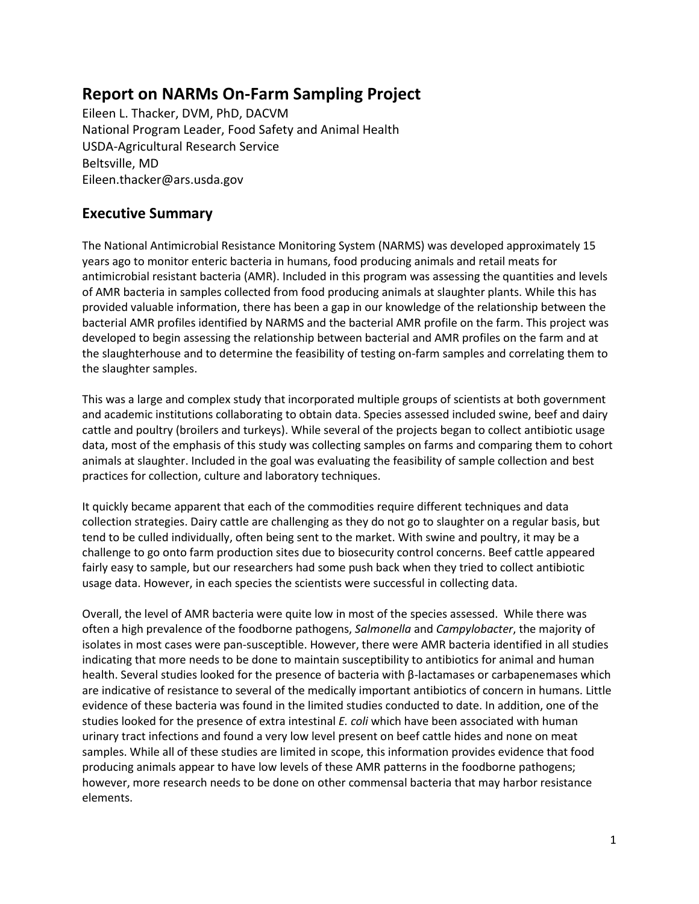# Report on NARMs On-Farm Sampling Project

Eileen L. Thacker, DVM, PhD, DACVM
National Program Leader, Food Safety and Animal Health
USDA-Agricultural Research Service
Beltsville, MD
Eileen.thacker@ars.usda.gov

## Executive Summary

The National Antimicrobial Resistance Monitoring System (NARMS) was developed approximately 15 years ago to monitor enteric bacteria in humans, food producing animals and retail meats for antimicrobial resistant bacteria (AMR). Included in this program was assessing the quantities and levels of AMR bacteria in samples collected from food producing animals at slaughter plants. While this has provided valuable information, there has been a gap in our knowledge of the relationship between the bacterial AMR profiles identified by NARMS and the bacterial AMR profile on the farm. This project was developed to begin assessing the relationship between bacterial and AMR profiles on the farm and at the slaughterhouse and to determine the feasibility of testing on-farm samples and correlating them to the slaughter samples.

This was a large and complex study that incorporated multiple groups of scientists at both government and academic institutions collaborating to obtain data. Species assessed included swine, beef and dairy cattle and poultry (broilers and turkeys). While several of the projects began to collect antibiotic usage data, most of the emphasis of this study was collecting samples on farms and comparing them to cohort animals at slaughter. Included in the goal was evaluating the feasibility of sample collection and best practices for collection, culture and laboratory techniques.

It quickly became apparent that each of the commodities require different techniques and data collection strategies. Dairy cattle are challenging as they do not go to slaughter on a regular basis, but tend to be culled individually, often being sent to the market. With swine and poultry, it may be a challenge to go onto farm production sites due to biosecurity control concerns. Beef cattle appeared fairly easy to sample, but our researchers had some push back when they tried to collect antibiotic usage data. However, in each species the scientists were successful in collecting data.

Overall, the level of AMR bacteria were quite low in most of the species assessed. While there was often a high prevalence of the foodborne pathogens, *Salmonella* and *Campylobacter*, the majority of isolates in most cases were pan-susceptible. However, there were AMR bacteria identified in all studies indicating that more needs to be done to maintain susceptibility to antibiotics for animal and human health. Several studies looked for the presence of bacteria with β-lactamases or carbapenemases which are indicative of resistance to several of the medically important antibiotics of concern in humans. Little evidence of these bacteria was found in the limited studies conducted to date. In addition, one of the studies looked for the presence of extra intestinal *E. coli* which have been associated with human urinary tract infections and found a very low level present on beef cattle hides and none on meat samples. While all of these studies are limited in scope, this information provides evidence that food producing animals appear to have low levels of these AMR patterns in the foodborne pathogens; however, more research needs to be done on other commensal bacteria that may harbor resistance elements.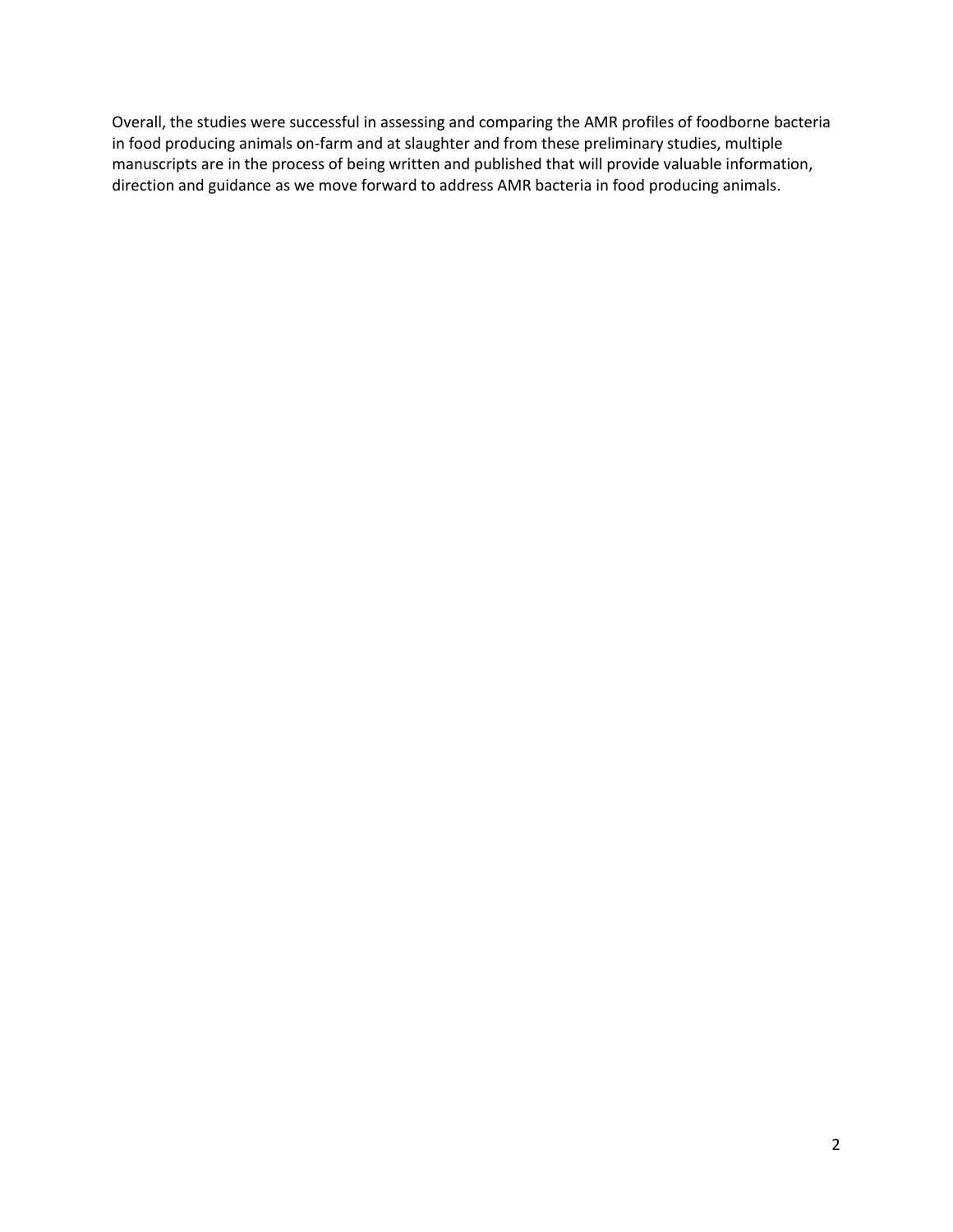Overall, the studies were successful in assessing and comparing the AMR profiles of foodborne bacteria in food producing animals on-farm and at slaughter and from these preliminary studies, multiple manuscripts are in the process of being written and published that will provide valuable information, direction and guidance as we move forward to address AMR bacteria in food producing animals.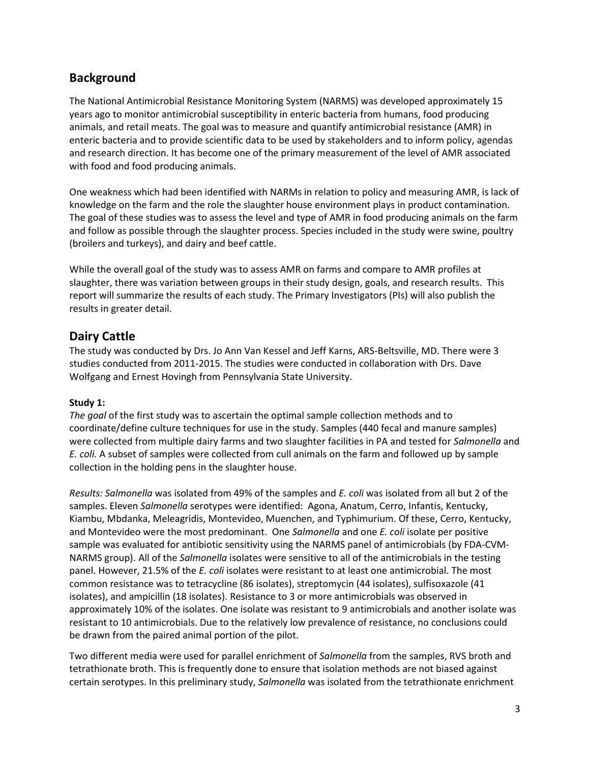## Background

The National Antimicrobial Resistance Monitoring System (NARMS) was developed approximately 15 years ago to monitor antimicrobial susceptibility in enteric bacteria from humans, food producing animals, and retail meats. The goal was to measure and quantify antimicrobial resistance (AMR) in enteric bacteria and to provide scientific data to be used by stakeholders and to inform policy, agendas and research direction. It has become one of the primary measurement of the level of AMR associated with food and food producing animals.

One weakness which had been identified with NARMs in relation to policy and measuring AMR, is lack of knowledge on the farm and the role the slaughter house environment plays in product contamination. The goal of these studies was to assess the level and type of AMR in food producing animals on the farm and follow as possible through the slaughter process. Species included in the study were swine, poultry (broilers and turkeys), and dairy and beef cattle.

While the overall goal of the study was to assess AMR on farms and compare to AMR profiles at slaughter, there was variation between groups in their study design, goals, and research results. This report will summarize the results of each study. The Primary Investigators (PIs) will also publish the results in greater detail.

## Dairy Cattle

The study was conducted by Drs. Jo Ann Van Kessel and Jeff Karns, ARS-Beltsville, MD. There were 3 studies conducted from 2011-2015. The studies were conducted in collaboration with Drs. Dave Wolfgang and Ernest Hovingh from Pennsylvania State University.

**Study 1:**

*The goal* of the first study was to ascertain the optimal sample collection methods and to coordinate/define culture techniques for use in the study. Samples (440 fecal and manure samples) were collected from multiple dairy farms and two slaughter facilities in PA and tested for *Salmonella* and *E. coli.* A subset of samples were collected from cull animals on the farm and followed up by sample collection in the holding pens in the slaughter house.

*Results: Salmonella* was isolated from 49% of the samples and *E. coli* was isolated from all but 2 of the samples. Eleven *Salmonella* serotypes were identified: Agona, Anatum, Cerro, Infantis, Kentucky, Kiambu, Mbdanka, Meleagridis, Montevideo, Muenchen, and Typhimurium. Of these, Cerro, Kentucky, and Montevideo were the most predominant. One *Salmonella* and one *E. coli* isolate per positive sample was evaluated for antibiotic sensitivity using the NARMS panel of antimicrobials (by FDA-CVM-NARMS group). All of the *Salmonella* isolates were sensitive to all of the antimicrobials in the testing panel. However, 21.5% of the *E. coli* isolates were resistant to at least one antimicrobial. The most common resistance was to tetracycline (86 isolates), streptomycin (44 isolates), sulfisoxazole (41 isolates), and ampicillin (18 isolates). Resistance to 3 or more antimicrobials was observed in approximately 10% of the isolates. One isolate was resistant to 9 antimicrobials and another isolate was resistant to 10 antimicrobials. Due to the relatively low prevalence of resistance, no conclusions could be drawn from the paired animal portion of the pilot.

Two different media were used for parallel enrichment of *Salmonella* from the samples, RVS broth and tetrathionate broth. This is frequently done to ensure that isolation methods are not biased against certain serotypes. In this preliminary study, *Salmonella* was isolated from the tetrathionate enrichment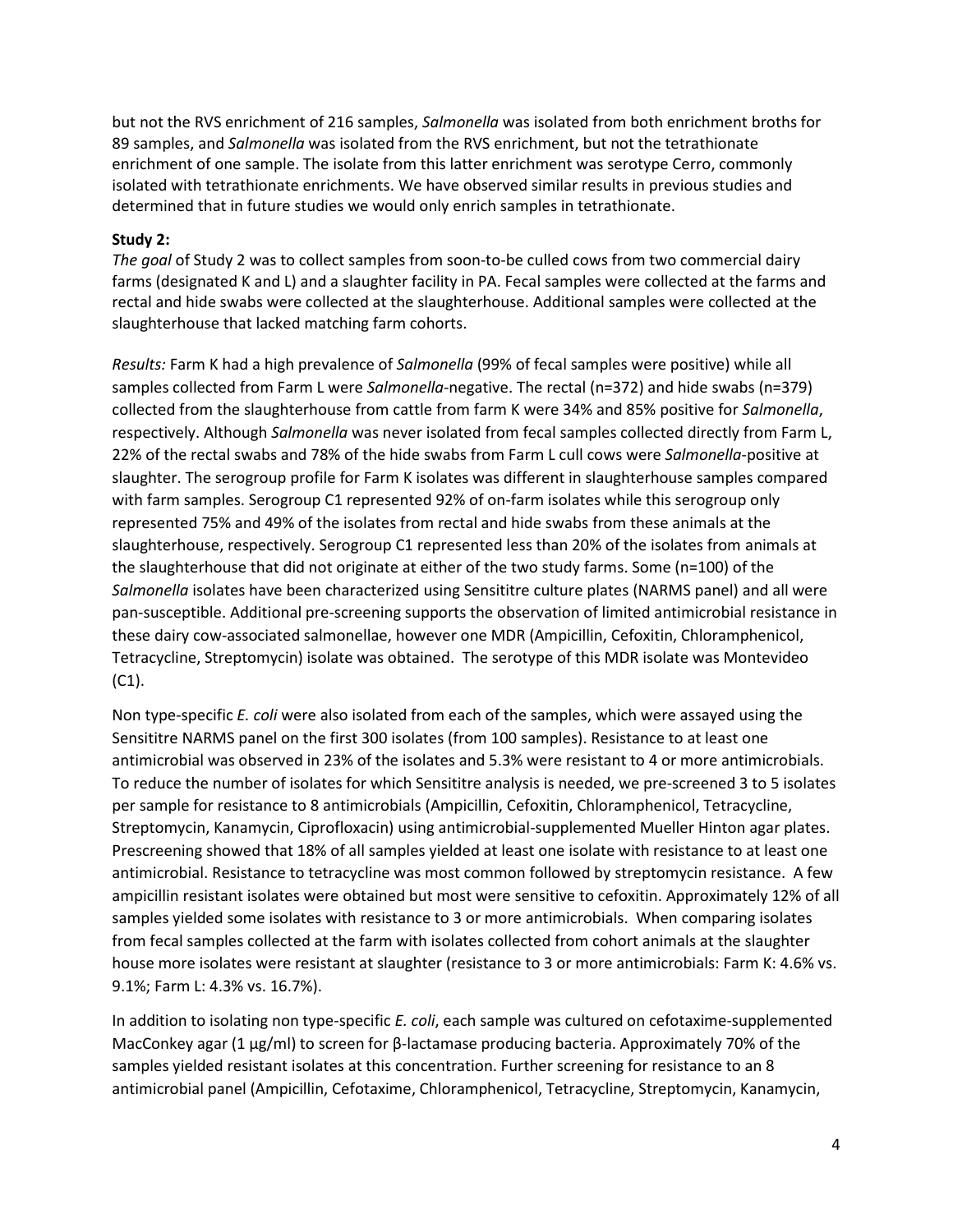but not the RVS enrichment of 216 samples, *Salmonella* was isolated from both enrichment broths for 89 samples, and *Salmonella* was isolated from the RVS enrichment, but not the tetrathionate enrichment of one sample. The isolate from this latter enrichment was serotype Cerro, commonly isolated with tetrathionate enrichments. We have observed similar results in previous studies and determined that in future studies we would only enrich samples in tetrathionate.

**Study 2:**

*The goal* of Study 2 was to collect samples from soon-to-be culled cows from two commercial dairy farms (designated K and L) and a slaughter facility in PA. Fecal samples were collected at the farms and rectal and hide swabs were collected at the slaughterhouse. Additional samples were collected at the slaughterhouse that lacked matching farm cohorts.

*Results:* Farm K had a high prevalence of *Salmonella* (99% of fecal samples were positive) while all samples collected from Farm L were *Salmonella*-negative. The rectal (n=372) and hide swabs (n=379) collected from the slaughterhouse from cattle from farm K were 34% and 85% positive for *Salmonella*, respectively. Although *Salmonella* was never isolated from fecal samples collected directly from Farm L, 22% of the rectal swabs and 78% of the hide swabs from Farm L cull cows were *Salmonella*-positive at slaughter. The serogroup profile for Farm K isolates was different in slaughterhouse samples compared with farm samples. Serogroup C1 represented 92% of on-farm isolates while this serogroup only represented 75% and 49% of the isolates from rectal and hide swabs from these animals at the slaughterhouse, respectively. Serogroup C1 represented less than 20% of the isolates from animals at the slaughterhouse that did not originate at either of the two study farms. Some (n=100) of the *Salmonella* isolates have been characterized using Sensititre culture plates (NARMS panel) and all were pan-susceptible. Additional pre-screening supports the observation of limited antimicrobial resistance in these dairy cow-associated salmonellae, however one MDR (Ampicillin, Cefoxitin, Chloramphenicol, Tetracycline, Streptomycin) isolate was obtained. The serotype of this MDR isolate was Montevideo (C1).

Non type-specific *E. coli* were also isolated from each of the samples, which were assayed using the Sensititre NARMS panel on the first 300 isolates (from 100 samples). Resistance to at least one antimicrobial was observed in 23% of the isolates and 5.3% were resistant to 4 or more antimicrobials. To reduce the number of isolates for which Sensititre analysis is needed, we pre-screened 3 to 5 isolates per sample for resistance to 8 antimicrobials (Ampicillin, Cefoxitin, Chloramphenicol, Tetracycline, Streptomycin, Kanamycin, Ciprofloxacin) using antimicrobial-supplemented Mueller Hinton agar plates. Prescreening showed that 18% of all samples yielded at least one isolate with resistance to at least one antimicrobial. Resistance to tetracycline was most common followed by streptomycin resistance. A few ampicillin resistant isolates were obtained but most were sensitive to cefoxitin. Approximately 12% of all samples yielded some isolates with resistance to 3 or more antimicrobials. When comparing isolates from fecal samples collected at the farm with isolates collected from cohort animals at the slaughter house more isolates were resistant at slaughter (resistance to 3 or more antimicrobials: Farm K: 4.6% vs. 9.1%; Farm L: 4.3% vs. 16.7%).

In addition to isolating non type-specific *E. coli*, each sample was cultured on cefotaxime-supplemented MacConkey agar (1 µg/ml) to screen for β-lactamase producing bacteria. Approximately 70% of the samples yielded resistant isolates at this concentration. Further screening for resistance to an 8 antimicrobial panel (Ampicillin, Cefotaxime, Chloramphenicol, Tetracycline, Streptomycin, Kanamycin,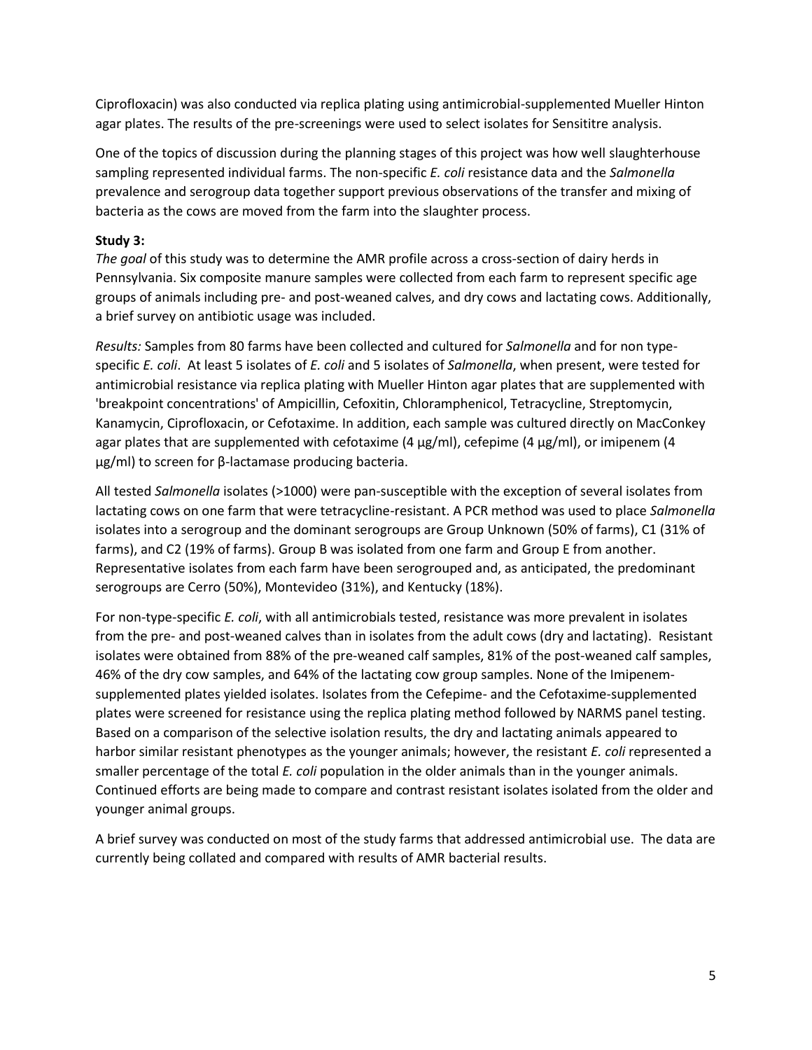Ciprofloxacin) was also conducted via replica plating using antimicrobial-supplemented Mueller Hinton agar plates. The results of the pre-screenings were used to select isolates for Sensititre analysis.

One of the topics of discussion during the planning stages of this project was how well slaughterhouse sampling represented individual farms. The non-specific *E. coli* resistance data and the *Salmonella* prevalence and serogroup data together support previous observations of the transfer and mixing of bacteria as the cows are moved from the farm into the slaughter process.

**Study 3:**
*The goal* of this study was to determine the AMR profile across a cross-section of dairy herds in Pennsylvania. Six composite manure samples were collected from each farm to represent specific age groups of animals including pre- and post-weaned calves, and dry cows and lactating cows. Additionally, a brief survey on antibiotic usage was included.

*Results:* Samples from 80 farms have been collected and cultured for *Salmonella* and for non type-specific *E. coli*. At least 5 isolates of *E. coli* and 5 isolates of *Salmonella*, when present, were tested for antimicrobial resistance via replica plating with Mueller Hinton agar plates that are supplemented with 'breakpoint concentrations' of Ampicillin, Cefoxitin, Chloramphenicol, Tetracycline, Streptomycin, Kanamycin, Ciprofloxacin, or Cefotaxime. In addition, each sample was cultured directly on MacConkey agar plates that are supplemented with cefotaxime (4 µg/ml), cefepime (4 µg/ml), or imipenem (4 µg/ml) to screen for β-lactamase producing bacteria.

All tested *Salmonella* isolates (>1000) were pan-susceptible with the exception of several isolates from lactating cows on one farm that were tetracycline-resistant. A PCR method was used to place *Salmonella* isolates into a serogroup and the dominant serogroups are Group Unknown (50% of farms), C1 (31% of farms), and C2 (19% of farms). Group B was isolated from one farm and Group E from another. Representative isolates from each farm have been serogrouped and, as anticipated, the predominant serogroups are Cerro (50%), Montevideo (31%), and Kentucky (18%).

For non-type-specific *E. coli*, with all antimicrobials tested, resistance was more prevalent in isolates from the pre- and post-weaned calves than in isolates from the adult cows (dry and lactating). Resistant isolates were obtained from 88% of the pre-weaned calf samples, 81% of the post-weaned calf samples, 46% of the dry cow samples, and 64% of the lactating cow group samples. None of the Imipenem-supplemented plates yielded isolates. Isolates from the Cefepime- and the Cefotaxime-supplemented plates were screened for resistance using the replica plating method followed by NARMS panel testing. Based on a comparison of the selective isolation results, the dry and lactating animals appeared to harbor similar resistant phenotypes as the younger animals; however, the resistant *E. coli* represented a smaller percentage of the total *E. coli* population in the older animals than in the younger animals. Continued efforts are being made to compare and contrast resistant isolates isolated from the older and younger animal groups.

A brief survey was conducted on most of the study farms that addressed antimicrobial use. The data are currently being collated and compared with results of AMR bacterial results.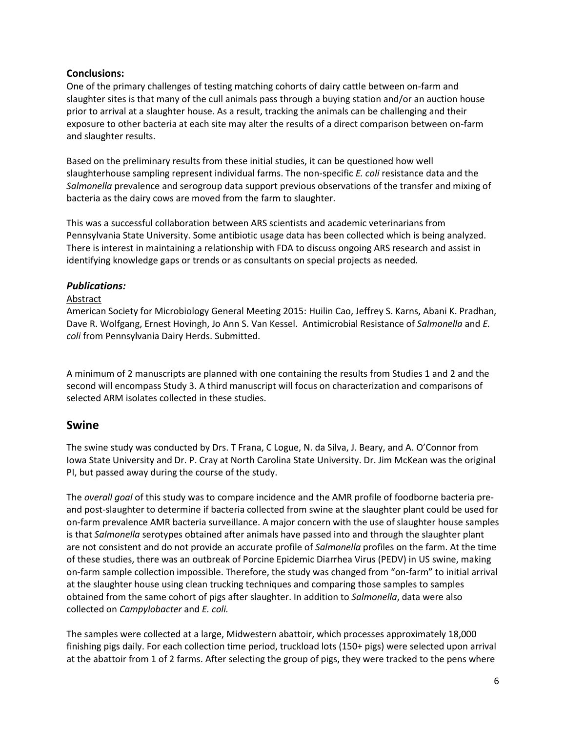**Conclusions:**

One of the primary challenges of testing matching cohorts of dairy cattle between on-farm and slaughter sites is that many of the cull animals pass through a buying station and/or an auction house prior to arrival at a slaughter house. As a result, tracking the animals can be challenging and their exposure to other bacteria at each site may alter the results of a direct comparison between on-farm and slaughter results.

Based on the preliminary results from these initial studies, it can be questioned how well slaughterhouse sampling represent individual farms. The non-specific *E. coli* resistance data and the *Salmonella* prevalence and serogroup data support previous observations of the transfer and mixing of bacteria as the dairy cows are moved from the farm to slaughter.

This was a successful collaboration between ARS scientists and academic veterinarians from Pennsylvania State University. Some antibiotic usage data has been collected which is being analyzed. There is interest in maintaining a relationship with FDA to discuss ongoing ARS research and assist in identifying knowledge gaps or trends or as consultants on special projects as needed.

### *Publications:*

Abstract

American Society for Microbiology General Meeting 2015: Huilin Cao, Jeffrey S. Karns, Abani K. Pradhan, Dave R. Wolfgang, Ernest Hovingh, Jo Ann S. Van Kessel. Antimicrobial Resistance of *Salmonella* and *E. coli* from Pennsylvania Dairy Herds. Submitted.

A minimum of 2 manuscripts are planned with one containing the results from Studies 1 and 2 and the second will encompass Study 3. A third manuscript will focus on characterization and comparisons of selected ARM isolates collected in these studies.

## Swine

The swine study was conducted by Drs. T Frana, C Logue, N. da Silva, J. Beary, and A. O'Connor from Iowa State University and Dr. P. Cray at North Carolina State University. Dr. Jim McKean was the original PI, but passed away during the course of the study.

The *overall goal* of this study was to compare incidence and the AMR profile of foodborne bacteria pre- and post-slaughter to determine if bacteria collected from swine at the slaughter plant could be used for on-farm prevalence AMR bacteria surveillance. A major concern with the use of slaughter house samples is that *Salmonella* serotypes obtained after animals have passed into and through the slaughter plant are not consistent and do not provide an accurate profile of *Salmonella* profiles on the farm. At the time of these studies, there was an outbreak of Porcine Epidemic Diarrhea Virus (PEDV) in US swine, making on-farm sample collection impossible. Therefore, the study was changed from "on-farm" to initial arrival at the slaughter house using clean trucking techniques and comparing those samples to samples obtained from the same cohort of pigs after slaughter. In addition to *Salmonella*, data were also collected on *Campylobacter* and *E. coli.*

The samples were collected at a large, Midwestern abattoir, which processes approximately 18,000 finishing pigs daily. For each collection time period, truckload lots (150+ pigs) were selected upon arrival at the abattoir from 1 of 2 farms. After selecting the group of pigs, they were tracked to the pens where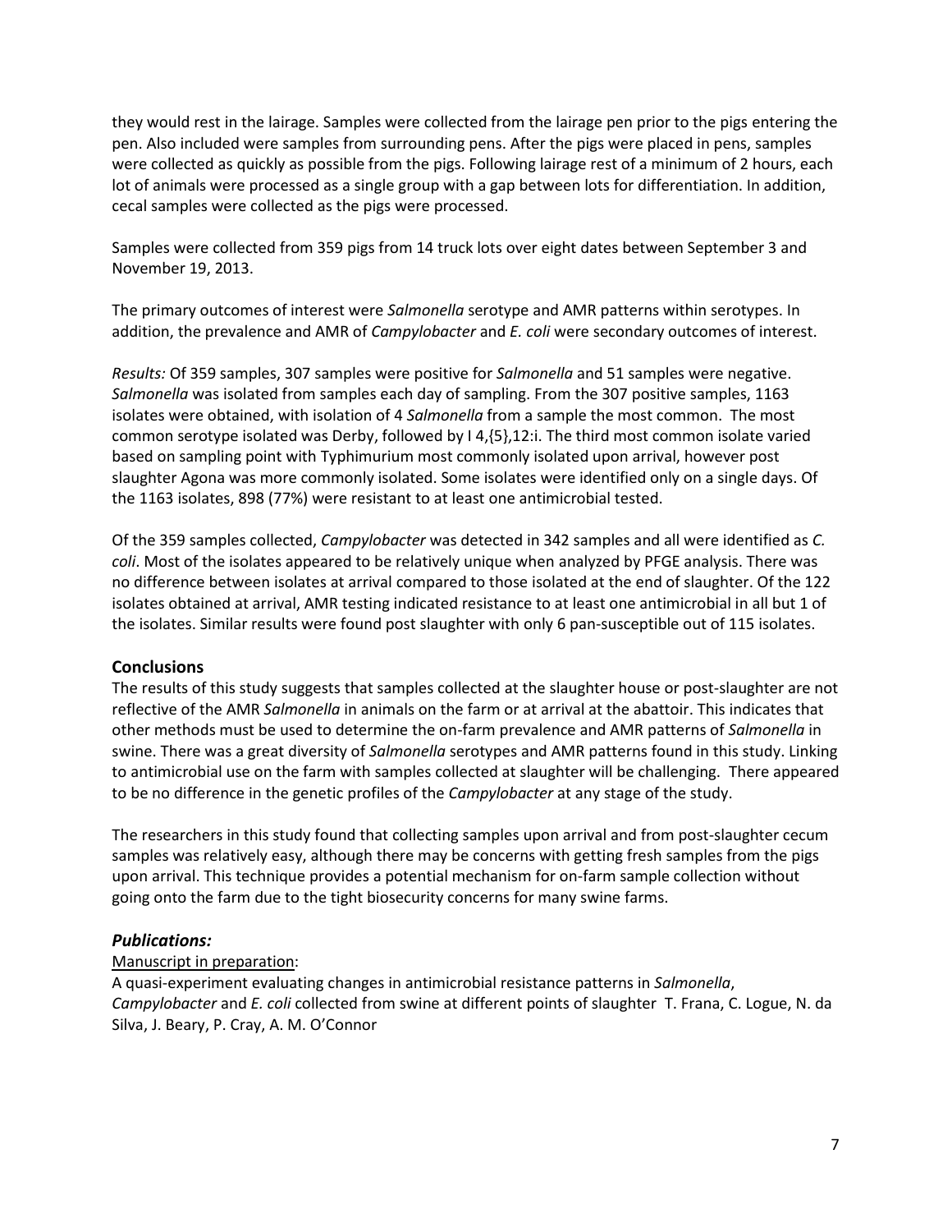they would rest in the lairage. Samples were collected from the lairage pen prior to the pigs entering the pen. Also included were samples from surrounding pens. After the pigs were placed in pens, samples were collected as quickly as possible from the pigs. Following lairage rest of a minimum of 2 hours, each lot of animals were processed as a single group with a gap between lots for differentiation. In addition, cecal samples were collected as the pigs were processed.

Samples were collected from 359 pigs from 14 truck lots over eight dates between September 3 and November 19, 2013.

The primary outcomes of interest were *Salmonella* serotype and AMR patterns within serotypes. In addition, the prevalence and AMR of *Campylobacter* and *E. coli* were secondary outcomes of interest.

*Results:* Of 359 samples, 307 samples were positive for *Salmonella* and 51 samples were negative. *Salmonella* was isolated from samples each day of sampling. From the 307 positive samples, 1163 isolates were obtained, with isolation of 4 *Salmonella* from a sample the most common. The most common serotype isolated was Derby, followed by I 4,{5},12:i. The third most common isolate varied based on sampling point with Typhimurium most commonly isolated upon arrival, however post slaughter Agona was more commonly isolated. Some isolates were identified only on a single days. Of the 1163 isolates, 898 (77%) were resistant to at least one antimicrobial tested.

Of the 359 samples collected, *Campylobacter* was detected in 342 samples and all were identified as *C. coli*. Most of the isolates appeared to be relatively unique when analyzed by PFGE analysis. There was no difference between isolates at arrival compared to those isolated at the end of slaughter. Of the 122 isolates obtained at arrival, AMR testing indicated resistance to at least one antimicrobial in all but 1 of the isolates. Similar results were found post slaughter with only 6 pan-susceptible out of 115 isolates.

## Conclusions

The results of this study suggests that samples collected at the slaughter house or post-slaughter are not reflective of the AMR *Salmonella* in animals on the farm or at arrival at the abattoir. This indicates that other methods must be used to determine the on-farm prevalence and AMR patterns of *Salmonella* in swine. There was a great diversity of *Salmonella* serotypes and AMR patterns found in this study. Linking to antimicrobial use on the farm with samples collected at slaughter will be challenging. There appeared to be no difference in the genetic profiles of the *Campylobacter* at any stage of the study.

The researchers in this study found that collecting samples upon arrival and from post-slaughter cecum samples was relatively easy, although there may be concerns with getting fresh samples from the pigs upon arrival. This technique provides a potential mechanism for on-farm sample collection without going onto the farm due to the tight biosecurity concerns for many swine farms.

## *Publications:*

Manuscript in preparation:

A quasi-experiment evaluating changes in antimicrobial resistance patterns in *Salmonella*, *Campylobacter* and *E. coli* collected from swine at different points of slaughter T. Frana, C. Logue, N. da Silva, J. Beary, P. Cray, A. M. O'Connor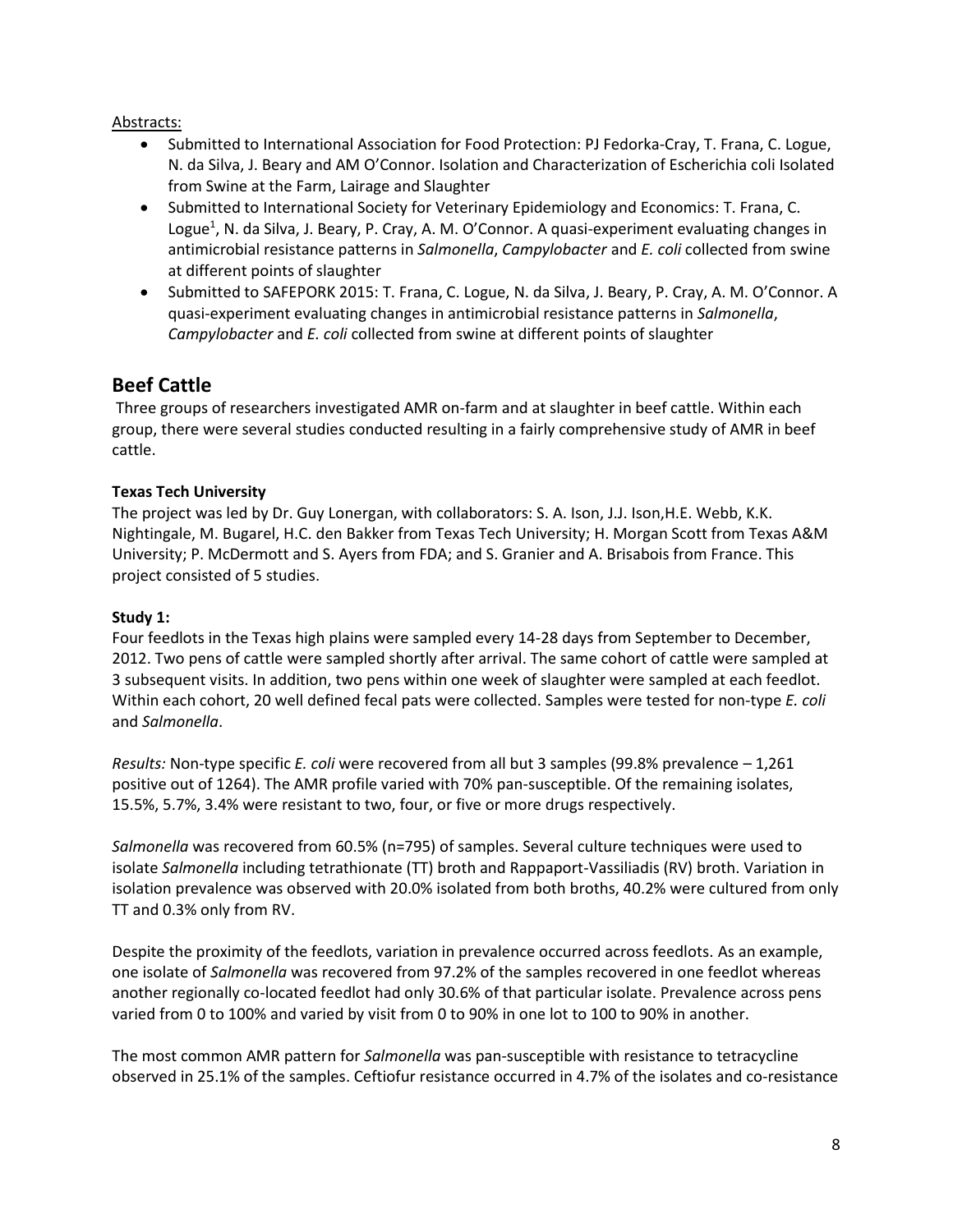Abstracts:

- Submitted to International Association for Food Protection: PJ Fedorka-Cray, T. Frana, C. Logue, N. da Silva, J. Beary and AM O'Connor. Isolation and Characterization of Escherichia coli Isolated from Swine at the Farm, Lairage and Slaughter
- Submitted to International Society for Veterinary Epidemiology and Economics: T. Frana, C. Logue[1], N. da Silva, J. Beary, P. Cray, A. M. O'Connor. A quasi-experiment evaluating changes in antimicrobial resistance patterns in *Salmonella*, *Campylobacter* and *E. coli* collected from swine at different points of slaughter
- Submitted to SAFEPORK 2015: T. Frana, C. Logue, N. da Silva, J. Beary, P. Cray, A. M. O'Connor. A quasi-experiment evaluating changes in antimicrobial resistance patterns in *Salmonella*, *Campylobacter* and *E. coli* collected from swine at different points of slaughter

## Beef Cattle

Three groups of researchers investigated AMR on-farm and at slaughter in beef cattle. Within each group, there were several studies conducted resulting in a fairly comprehensive study of AMR in beef cattle.

**Texas Tech University**

The project was led by Dr. Guy Lonergan, with collaborators: S. A. Ison, J.J. Ison,H.E. Webb, K.K. Nightingale, M. Bugarel, H.C. den Bakker from Texas Tech University; H. Morgan Scott from Texas A&M University; P. McDermott and S. Ayers from FDA; and S. Granier and A. Brisabois from France. This project consisted of 5 studies.

**Study 1:**

Four feedlots in the Texas high plains were sampled every 14-28 days from September to December, 2012. Two pens of cattle were sampled shortly after arrival. The same cohort of cattle were sampled at 3 subsequent visits. In addition, two pens within one week of slaughter were sampled at each feedlot. Within each cohort, 20 well defined fecal pats were collected. Samples were tested for non-type *E. coli* and *Salmonella*.

*Results:* Non-type specific *E. coli* were recovered from all but 3 samples (99.8% prevalence – 1,261 positive out of 1264). The AMR profile varied with 70% pan-susceptible. Of the remaining isolates, 15.5%, 5.7%, 3.4% were resistant to two, four, or five or more drugs respectively.

*Salmonella* was recovered from 60.5% (n=795) of samples. Several culture techniques were used to isolate *Salmonella* including tetrathionate (TT) broth and Rappaport-Vassiliadis (RV) broth. Variation in isolation prevalence was observed with 20.0% isolated from both broths, 40.2% were cultured from only TT and 0.3% only from RV.

Despite the proximity of the feedlots, variation in prevalence occurred across feedlots. As an example, one isolate of *Salmonella* was recovered from 97.2% of the samples recovered in one feedlot whereas another regionally co-located feedlot had only 30.6% of that particular isolate. Prevalence across pens varied from 0 to 100% and varied by visit from 0 to 90% in one lot to 100 to 90% in another.

The most common AMR pattern for *Salmonella* was pan-susceptible with resistance to tetracycline observed in 25.1% of the samples. Ceftiofur resistance occurred in 4.7% of the isolates and co-resistance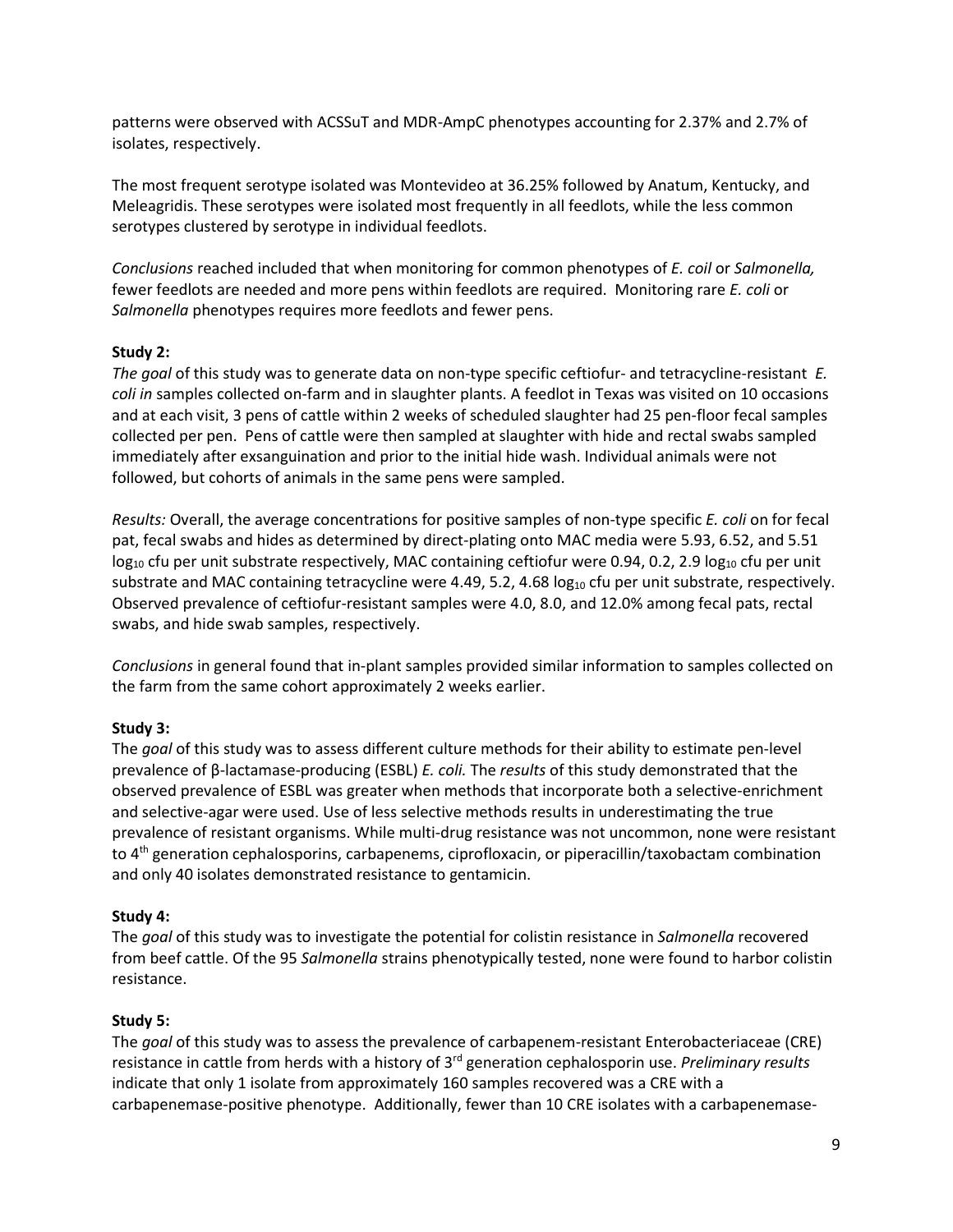patterns were observed with ACSSuT and MDR-AmpC phenotypes accounting for 2.37% and 2.7% of isolates, respectively.

The most frequent serotype isolated was Montevideo at 36.25% followed by Anatum, Kentucky, and Meleagridis. These serotypes were isolated most frequently in all feedlots, while the less common serotypes clustered by serotype in individual feedlots.

*Conclusions* reached included that when monitoring for common phenotypes of *E. coil* or *Salmonella,* fewer feedlots are needed and more pens within feedlots are required. Monitoring rare *E. coli* or *Salmonella* phenotypes requires more feedlots and fewer pens.

**Study 2:**

*The goal* of this study was to generate data on non-type specific ceftiofur- and tetracycline-resistant *E. coli in* samples collected on-farm and in slaughter plants. A feedlot in Texas was visited on 10 occasions and at each visit, 3 pens of cattle within 2 weeks of scheduled slaughter had 25 pen-floor fecal samples collected per pen. Pens of cattle were then sampled at slaughter with hide and rectal swabs sampled immediately after exsanguination and prior to the initial hide wash. Individual animals were not followed, but cohorts of animals in the same pens were sampled.

*Results:* Overall, the average concentrations for positive samples of non-type specific *E. coli* on for fecal pat, fecal swabs and hides as determined by direct-plating onto MAC media were 5.93, 6.52, and 5.51 $\log_{10}$ cfu per unit substrate respectively, MAC containing ceftiofur were 0.94, 0.2, 2.9 $\log_{10}$ cfu per unit substrate and MAC containing tetracycline were 4.49, 5.2, 4.68 $\log_{10}$ cfu per unit substrate, respectively. Observed prevalence of ceftiofur-resistant samples were 4.0, 8.0, and 12.0% among fecal pats, rectal swabs, and hide swab samples, respectively.

*Conclusions* in general found that in-plant samples provided similar information to samples collected on the farm from the same cohort approximately 2 weeks earlier.

**Study 3:**

The *goal* of this study was to assess different culture methods for their ability to estimate pen-level prevalence of β-lactamase-producing (ESBL) *E. coli.* The *results* of this study demonstrated that the observed prevalence of ESBL was greater when methods that incorporate both a selective-enrichment and selective-agar were used. Use of less selective methods results in underestimating the true prevalence of resistant organisms. While multi-drug resistance was not uncommon, none were resistant to 4th generation cephalosporins, carbapenems, ciprofloxacin, or piperacillin/taxobactam combination and only 40 isolates demonstrated resistance to gentamicin.

**Study 4:**

The *goal* of this study was to investigate the potential for colistin resistance in *Salmonella* recovered from beef cattle. Of the 95 *Salmonella* strains phenotypically tested, none were found to harbor colistin resistance.

**Study 5:**

The *goal* of this study was to assess the prevalence of carbapenem-resistant Enterobacteriaceae (CRE) resistance in cattle from herds with a history of 3rd generation cephalosporin use. *Preliminary results* indicate that only 1 isolate from approximately 160 samples recovered was a CRE with a carbapenemase-positive phenotype. Additionally, fewer than 10 CRE isolates with a carbapenemase-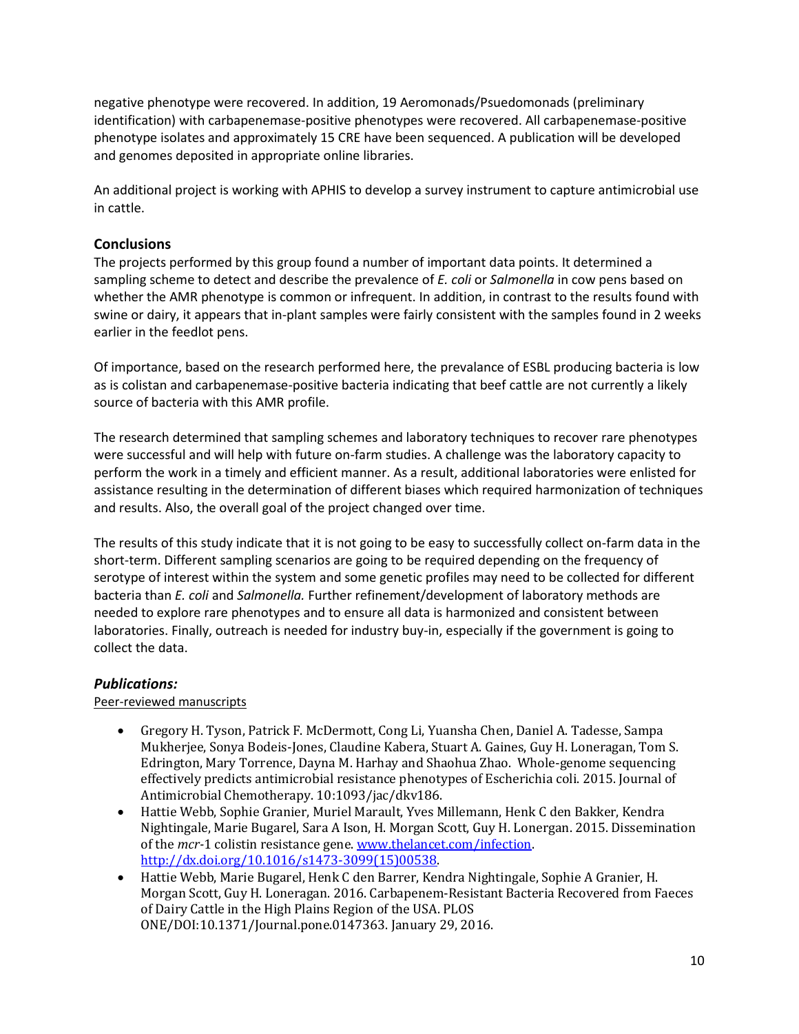negative phenotype were recovered. In addition, 19 Aeromonads/Psuedomonads (preliminary identification) with carbapenemase-positive phenotypes were recovered. All carbapenemase-positive phenotype isolates and approximately 15 CRE have been sequenced. A publication will be developed and genomes deposited in appropriate online libraries.

An additional project is working with APHIS to develop a survey instrument to capture antimicrobial use in cattle.

### Conclusions

The projects performed by this group found a number of important data points. It determined a sampling scheme to detect and describe the prevalence of *E. coli* or *Salmonella* in cow pens based on whether the AMR phenotype is common or infrequent. In addition, in contrast to the results found with swine or dairy, it appears that in-plant samples were fairly consistent with the samples found in 2 weeks earlier in the feedlot pens.

Of importance, based on the research performed here, the prevalance of ESBL producing bacteria is low as is colistan and carbapenemase-positive bacteria indicating that beef cattle are not currently a likely source of bacteria with this AMR profile.

The research determined that sampling schemes and laboratory techniques to recover rare phenotypes were successful and will help with future on-farm studies. A challenge was the laboratory capacity to perform the work in a timely and efficient manner. As a result, additional laboratories were enlisted for assistance resulting in the determination of different biases which required harmonization of techniques and results. Also, the overall goal of the project changed over time.

The results of this study indicate that it is not going to be easy to successfully collect on-farm data in the short-term. Different sampling scenarios are going to be required depending on the frequency of serotype of interest within the system and some genetic profiles may need to be collected for different bacteria than *E. coli* and *Salmonella.* Further refinement/development of laboratory methods are needed to explore rare phenotypes and to ensure all data is harmonized and consistent between laboratories. Finally, outreach is needed for industry buy-in, especially if the government is going to collect the data.

### *Publications:*

Peer-reviewed manuscripts

- Gregory H. Tyson, Patrick F. McDermott, Cong Li, Yuansha Chen, Daniel A. Tadesse, Sampa Mukherjee, Sonya Bodeis-Jones, Claudine Kabera, Stuart A. Gaines, Guy H. Loneragan, Tom S. Edrington, Mary Torrence, Dayna M. Harhay and Shaohua Zhao. Whole-genome sequencing effectively predicts antimicrobial resistance phenotypes of Escherichia coli. 2015. Journal of Antimicrobial Chemotherapy. 10:1093/jac/dkv186.
- Hattie Webb, Sophie Granier, Muriel Marault, Yves Millemann, Henk C den Bakker, Kendra Nightingale, Marie Bugarel, Sara A Ison, H. Morgan Scott, Guy H. Lonergan. 2015. Dissemination of the *mcr*-1 colistin resistance gene. [www.thelancet.com/infection](www.thelancet.com/infection). [http://dx.doi.org/10.1016/s1473-3099(15)00538](http://dx.doi.org/10.1016/s1473-3099(15)00538).
- Hattie Webb, Marie Bugarel, Henk C den Barrer, Kendra Nightingale, Sophie A Granier, H. Morgan Scott, Guy H. Loneragan. 2016. Carbapenem-Resistant Bacteria Recovered from Faeces of Dairy Cattle in the High Plains Region of the USA. PLOS ONE/DOI:10.1371/Journal.pone.0147363. January 29, 2016.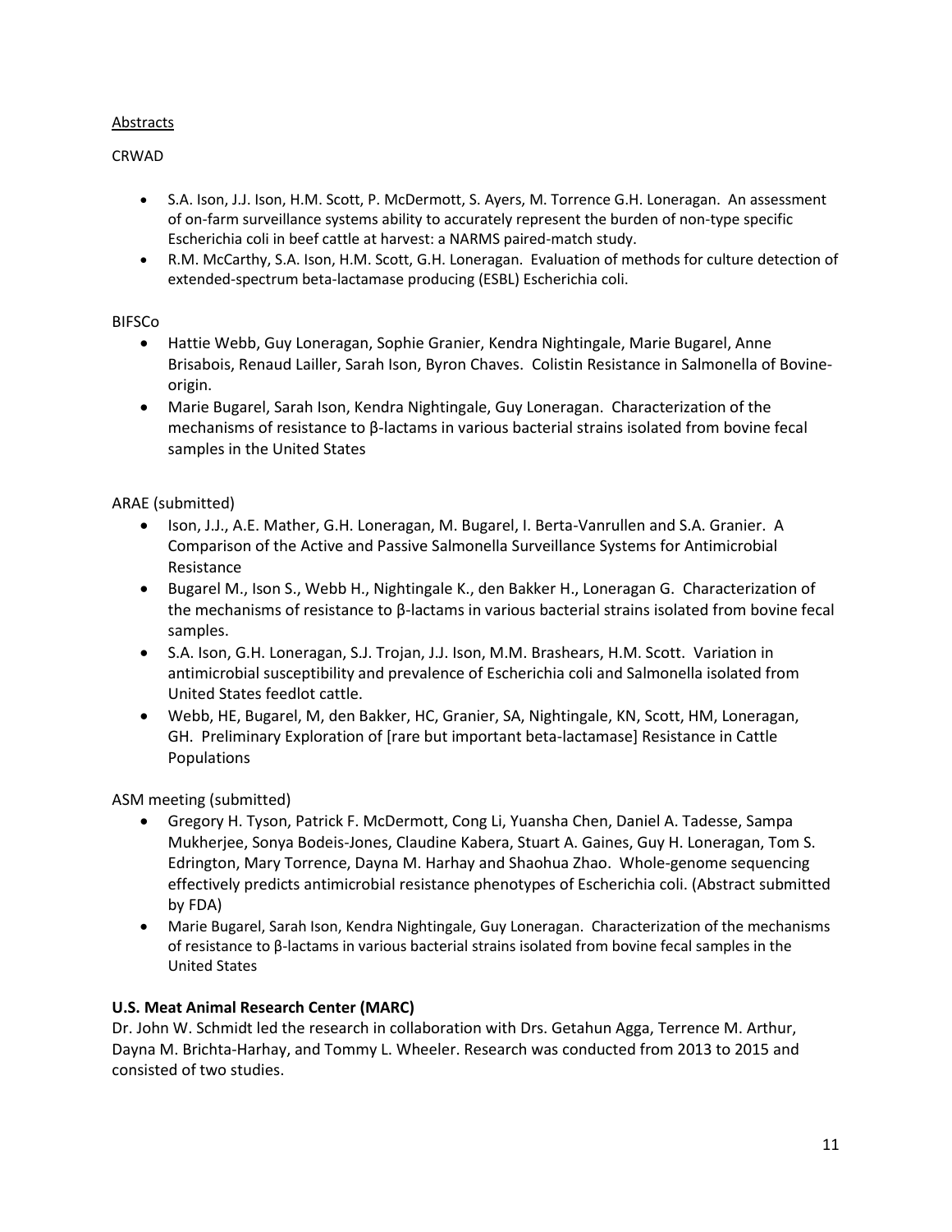Abstracts

CRWAD

- S.A. Ison, J.J. Ison, H.M. Scott, P. McDermott, S. Ayers, M. Torrence G.H. Loneragan. An assessment of on-farm surveillance systems ability to accurately represent the burden of non-type specific Escherichia coli in beef cattle at harvest: a NARMS paired-match study.
- R.M. McCarthy, S.A. Ison, H.M. Scott, G.H. Loneragan. Evaluation of methods for culture detection of extended-spectrum beta-lactamase producing (ESBL) Escherichia coli.

BIFSCo

- Hattie Webb, Guy Loneragan, Sophie Granier, Kendra Nightingale, Marie Bugarel, Anne Brisabois, Renaud Lailler, Sarah Ison, Byron Chaves. Colistin Resistance in Salmonella of Bovine-origin.
- Marie Bugarel, Sarah Ison, Kendra Nightingale, Guy Loneragan. Characterization of the mechanisms of resistance to β-lactams in various bacterial strains isolated from bovine fecal samples in the United States

ARAE (submitted)

- Ison, J.J., A.E. Mather, G.H. Loneragan, M. Bugarel, I. Berta-Vanrullen and S.A. Granier. A Comparison of the Active and Passive Salmonella Surveillance Systems for Antimicrobial Resistance
- Bugarel M., Ison S., Webb H., Nightingale K., den Bakker H., Loneragan G. Characterization of the mechanisms of resistance to β-lactams in various bacterial strains isolated from bovine fecal samples.
- S.A. Ison, G.H. Loneragan, S.J. Trojan, J.J. Ison, M.M. Brashears, H.M. Scott. Variation in antimicrobial susceptibility and prevalence of Escherichia coli and Salmonella isolated from United States feedlot cattle.
- Webb, HE, Bugarel, M, den Bakker, HC, Granier, SA, Nightingale, KN, Scott, HM, Loneragan, GH. Preliminary Exploration of [rare but important beta-lactamase] Resistance in Cattle Populations

ASM meeting (submitted)

- Gregory H. Tyson, Patrick F. McDermott, Cong Li, Yuansha Chen, Daniel A. Tadesse, Sampa Mukherjee, Sonya Bodeis-Jones, Claudine Kabera, Stuart A. Gaines, Guy H. Loneragan, Tom S. Edrington, Mary Torrence, Dayna M. Harhay and Shaohua Zhao. Whole-genome sequencing effectively predicts antimicrobial resistance phenotypes of Escherichia coli. (Abstract submitted by FDA)
- Marie Bugarel, Sarah Ison, Kendra Nightingale, Guy Loneragan. Characterization of the mechanisms of resistance to β-lactams in various bacterial strains isolated from bovine fecal samples in the United States

**U.S. Meat Animal Research Center (MARC)**

Dr. John W. Schmidt led the research in collaboration with Drs. Getahun Agga, Terrence M. Arthur, Dayna M. Brichta-Harhay, and Tommy L. Wheeler. Research was conducted from 2013 to 2015 and consisted of two studies.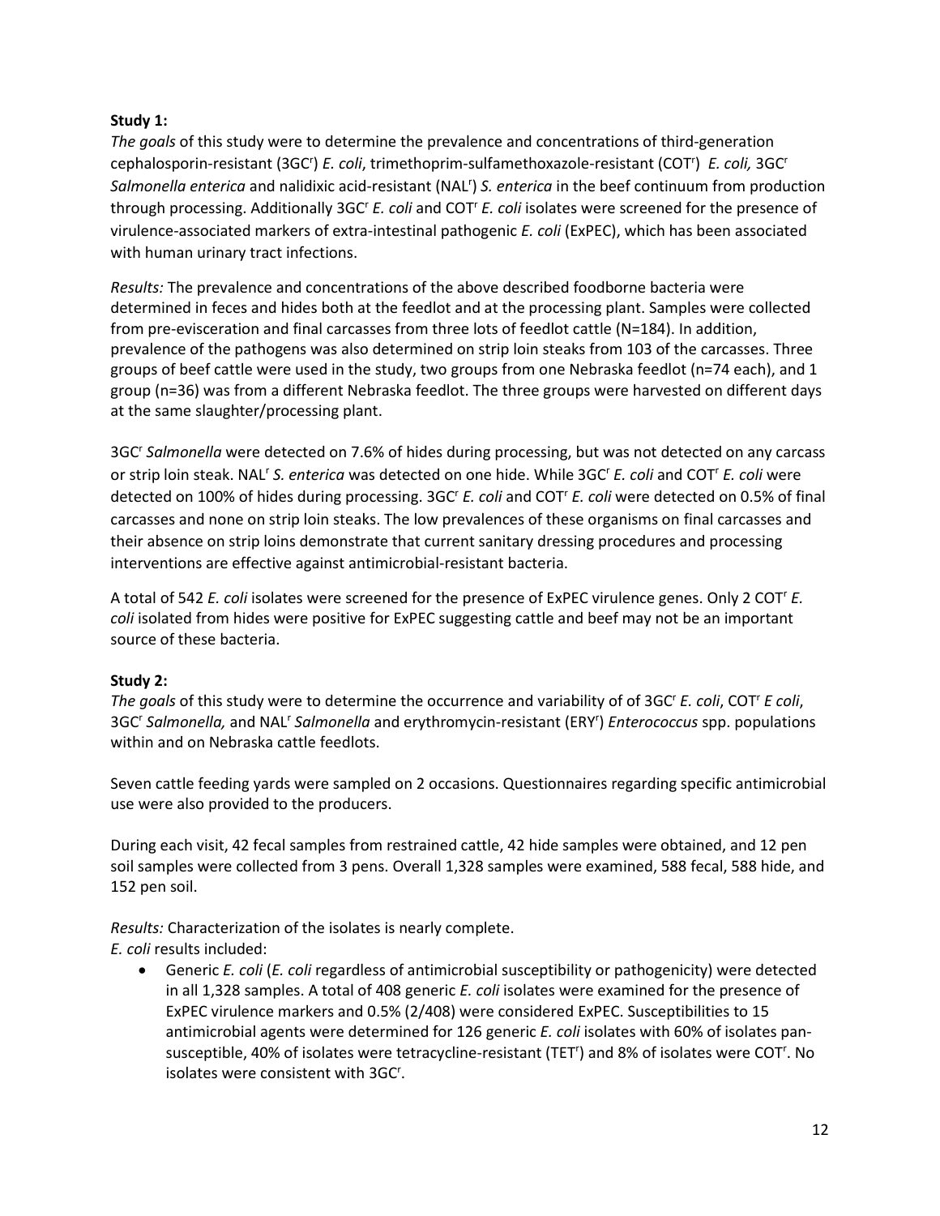**Study 1:**

*The goals* of this study were to determine the prevalence and concentrations of third-generation cephalosporin-resistant (3GC$^r$) *E. coli*, trimethoprim-sulfamethoxazole-resistant (COT$^r$) *E. coli,* 3GC$^r$ *Salmonella enterica* and nalidixic acid-resistant (NAL$^r$) *S. enterica* in the beef continuum from production through processing. Additionally 3GC$^r$ *E. coli* and COT$^r$ *E. coli* isolates were screened for the presence of virulence-associated markers of extra-intestinal pathogenic *E. coli* (ExPEC), which has been associated with human urinary tract infections.

*Results:* The prevalence and concentrations of the above described foodborne bacteria were determined in feces and hides both at the feedlot and at the processing plant. Samples were collected from pre-evisceration and final carcasses from three lots of feedlot cattle (N=184). In addition, prevalence of the pathogens was also determined on strip loin steaks from 103 of the carcasses. Three groups of beef cattle were used in the study, two groups from one Nebraska feedlot (n=74 each), and 1 group (n=36) was from a different Nebraska feedlot. The three groups were harvested on different days at the same slaughter/processing plant.

3GC$^r$ *Salmonella* were detected on 7.6% of hides during processing, but was not detected on any carcass or strip loin steak. NAL$^r$ *S. enterica* was detected on one hide. While 3GC$^r$ *E. coli* and COT$^r$ *E. coli* were detected on 100% of hides during processing. 3GC$^r$ *E. coli* and COT$^r$ *E. coli* were detected on 0.5% of final carcasses and none on strip loin steaks. The low prevalences of these organisms on final carcasses and their absence on strip loins demonstrate that current sanitary dressing procedures and processing interventions are effective against antimicrobial-resistant bacteria.

A total of 542 *E. coli* isolates were screened for the presence of ExPEC virulence genes. Only 2 COT$^r$ *E. coli* isolated from hides were positive for ExPEC suggesting cattle and beef may not be an important source of these bacteria.

**Study 2:**

*The goals* of this study were to determine the occurrence and variability of of 3GC$^r$ *E. coli*, COT$^r$ *E coli*, 3GC$^r$ *Salmonella,* and NAL$^r$ *Salmonella* and erythromycin-resistant (ERY$^r$) *Enterococcus* spp. populations within and on Nebraska cattle feedlots.

Seven cattle feeding yards were sampled on 2 occasions. Questionnaires regarding specific antimicrobial use were also provided to the producers.

During each visit, 42 fecal samples from restrained cattle, 42 hide samples were obtained, and 12 pen soil samples were collected from 3 pens. Overall 1,328 samples were examined, 588 fecal, 588 hide, and 152 pen soil.

*Results:* Characterization of the isolates is nearly complete.

*E. coli* results included:

- Generic *E. coli* (*E. coli* regardless of antimicrobial susceptibility or pathogenicity) were detected in all 1,328 samples. A total of 408 generic *E. coli* isolates were examined for the presence of ExPEC virulence markers and 0.5% (2/408) were considered ExPEC. Susceptibilities to 15 antimicrobial agents were determined for 126 generic *E. coli* isolates with 60% of isolates pan-susceptible, 40% of isolates were tetracycline-resistant (TET$^r$) and 8% of isolates were COT$^r$. No isolates were consistent with 3GC$^r$.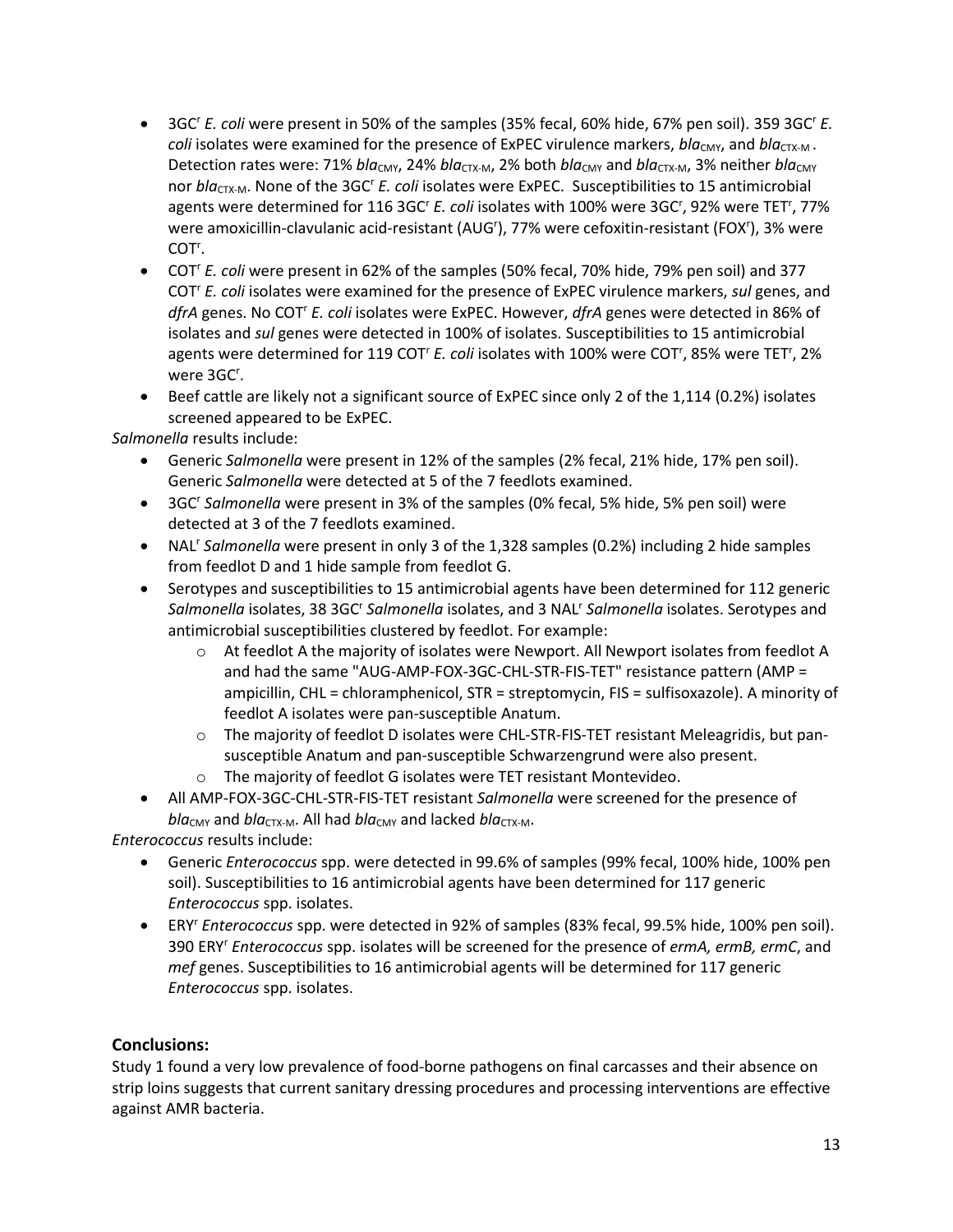- 3GC$^r$ *E. coli* were present in 50% of the samples (35% fecal, 60% hide, 67% pen soil). 359 3GC$^r$ *E. coli* isolates were examined for the presence of ExPEC virulence markers, *bla*$_{CMY}$, and *bla*$_{CTX-M}$. Detection rates were: 71% *bla*$_{CMY}$, 24% *bla*$_{CTX-M}$, 2% both *bla*$_{CMY}$ and *bla*$_{CTX-M}$, 3% neither *bla*$_{CMY}$ nor *bla*$_{CTX-M}$. None of the 3GC$^r$ *E. coli* isolates were ExPEC. Susceptibilities to 15 antimicrobial agents were determined for 116 3GC$^r$ *E. coli* isolates with 100% were 3GC$^r$, 92% were TET$^r$, 77% were amoxicillin-clavulanic acid-resistant (AUG$^r$), 77% were cefoxitin-resistant (FOX$^r$), 3% were COT$^r$.
- COT$^r$ *E. coli* were present in 62% of the samples (50% fecal, 70% hide, 79% pen soil) and 377 COT$^r$ *E. coli* isolates were examined for the presence of ExPEC virulence markers, *sul* genes, and *dfrA* genes. No COT$^r$ *E. coli* isolates were ExPEC. However, *dfrA* genes were detected in 86% of isolates and *sul* genes were detected in 100% of isolates. Susceptibilities to 15 antimicrobial agents were determined for 119 COT$^r$ *E. coli* isolates with 100% were COT$^r$, 85% were TET$^r$, 2% were 3GC$^r$.
- Beef cattle are likely not a significant source of ExPEC since only 2 of the 1,114 (0.2%) isolates screened appeared to be ExPEC.

*Salmonella* results include:

- Generic *Salmonella* were present in 12% of the samples (2% fecal, 21% hide, 17% pen soil). Generic *Salmonella* were detected at 5 of the 7 feedlots examined.
- 3GC$^r$ *Salmonella* were present in 3% of the samples (0% fecal, 5% hide, 5% pen soil) were detected at 3 of the 7 feedlots examined.
- NAL$^r$ *Salmonella* were present in only 3 of the 1,328 samples (0.2%) including 2 hide samples from feedlot D and 1 hide sample from feedlot G.
- Serotypes and susceptibilities to 15 antimicrobial agents have been determined for 112 generic *Salmonella* isolates, 38 3GC$^r$ *Salmonella* isolates, and 3 NAL$^r$ *Salmonella* isolates. Serotypes and antimicrobial susceptibilities clustered by feedlot. For example:
  - At feedlot A the majority of isolates were Newport. All Newport isolates from feedlot A and had the same "AUG-AMP-FOX-3GC-CHL-STR-FIS-TET" resistance pattern (AMP = ampicillin, CHL = chloramphenicol, STR = streptomycin, FIS = sulfisoxazole). A minority of feedlot A isolates were pan-susceptible Anatum.
  - The majority of feedlot D isolates were CHL-STR-FIS-TET resistant Meleagridis, but pan-susceptible Anatum and pan-susceptible Schwarzengrund were also present.
  - The majority of feedlot G isolates were TET resistant Montevideo.
- All AMP-FOX-3GC-CHL-STR-FIS-TET resistant *Salmonella* were screened for the presence of *bla*$_{CMY}$ and *bla*$_{CTX-M}$. All had *bla*$_{CMY}$ and lacked *bla*$_{CTX-M}$.

*Enterococcus* results include:

- Generic *Enterococcus* spp. were detected in 99.6% of samples (99% fecal, 100% hide, 100% pen soil). Susceptibilities to 16 antimicrobial agents have been determined for 117 generic *Enterococcus* spp. isolates.
- ERY$^r$ *Enterococcus* spp. were detected in 92% of samples (83% fecal, 99.5% hide, 100% pen soil). 390 ERY$^r$ *Enterococcus* spp. isolates will be screened for the presence of *ermA, ermB, ermC*, and *mef* genes. Susceptibilities to 16 antimicrobial agents will be determined for 117 generic *Enterococcus* spp. isolates.

## Conclusions:

Study 1 found a very low prevalence of food-borne pathogens on final carcasses and their absence on strip loins suggests that current sanitary dressing procedures and processing interventions are effective against AMR bacteria.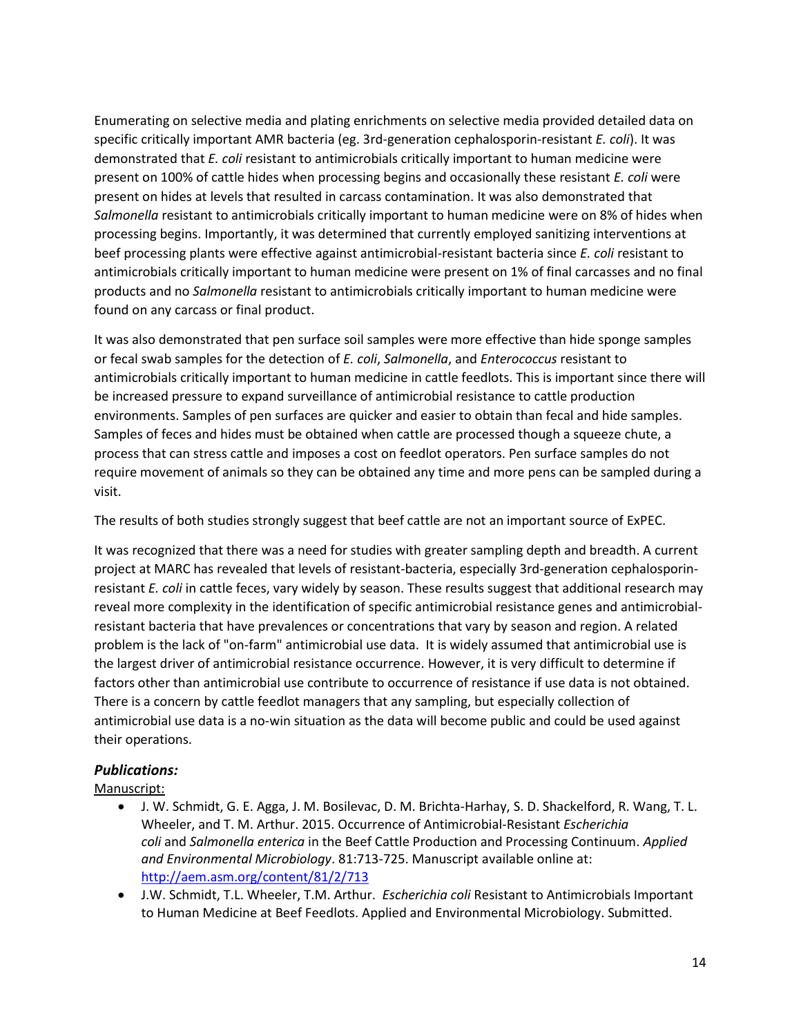Enumerating on selective media and plating enrichments on selective media provided detailed data on specific critically important AMR bacteria (eg. 3rd-generation cephalosporin-resistant *E. coli*). It was demonstrated that *E. coli* resistant to antimicrobials critically important to human medicine were present on 100% of cattle hides when processing begins and occasionally these resistant *E. coli* were present on hides at levels that resulted in carcass contamination. It was also demonstrated that *Salmonella* resistant to antimicrobials critically important to human medicine were on 8% of hides when processing begins. Importantly, it was determined that currently employed sanitizing interventions at beef processing plants were effective against antimicrobial-resistant bacteria since *E. coli* resistant to antimicrobials critically important to human medicine were present on 1% of final carcasses and no final products and no *Salmonella* resistant to antimicrobials critically important to human medicine were found on any carcass or final product.

It was also demonstrated that pen surface soil samples were more effective than hide sponge samples or fecal swab samples for the detection of *E. coli*, *Salmonella*, and *Enterococcus* resistant to antimicrobials critically important to human medicine in cattle feedlots. This is important since there will be increased pressure to expand surveillance of antimicrobial resistance to cattle production environments. Samples of pen surfaces are quicker and easier to obtain than fecal and hide samples. Samples of feces and hides must be obtained when cattle are processed though a squeeze chute, a process that can stress cattle and imposes a cost on feedlot operators. Pen surface samples do not require movement of animals so they can be obtained any time and more pens can be sampled during a visit.

The results of both studies strongly suggest that beef cattle are not an important source of ExPEC.

It was recognized that there was a need for studies with greater sampling depth and breadth. A current project at MARC has revealed that levels of resistant-bacteria, especially 3rd-generation cephalosporin-resistant *E. coli* in cattle feces, vary widely by season. These results suggest that additional research may reveal more complexity in the identification of specific antimicrobial resistance genes and antimicrobial-resistant bacteria that have prevalences or concentrations that vary by season and region. A related problem is the lack of "on-farm" antimicrobial use data. It is widely assumed that antimicrobial use is the largest driver of antimicrobial resistance occurrence. However, it is very difficult to determine if factors other than antimicrobial use contribute to occurrence of resistance if use data is not obtained. There is a concern by cattle feedlot managers that any sampling, but especially collection of antimicrobial use data is a no-win situation as the data will become public and could be used against their operations.

### ***Publications:***

Manuscript:

- J. W. Schmidt, G. E. Agga, J. M. Bosilevac, D. M. Brichta-Harhay, S. D. Shackelford, R. Wang, T. L. Wheeler, and T. M. Arthur. 2015. Occurrence of Antimicrobial-Resistant *Escherichia coli* and *Salmonella enterica* in the Beef Cattle Production and Processing Continuum. *Applied and Environmental Microbiology*. 81:713-725. Manuscript available online at: [http://aem.asm.org/content/81/2/713](http://aem.asm.org/content/81/2/713)
- J.W. Schmidt, T.L. Wheeler, T.M. Arthur. *Escherichia coli* Resistant to Antimicrobials Important to Human Medicine at Beef Feedlots. Applied and Environmental Microbiology. Submitted.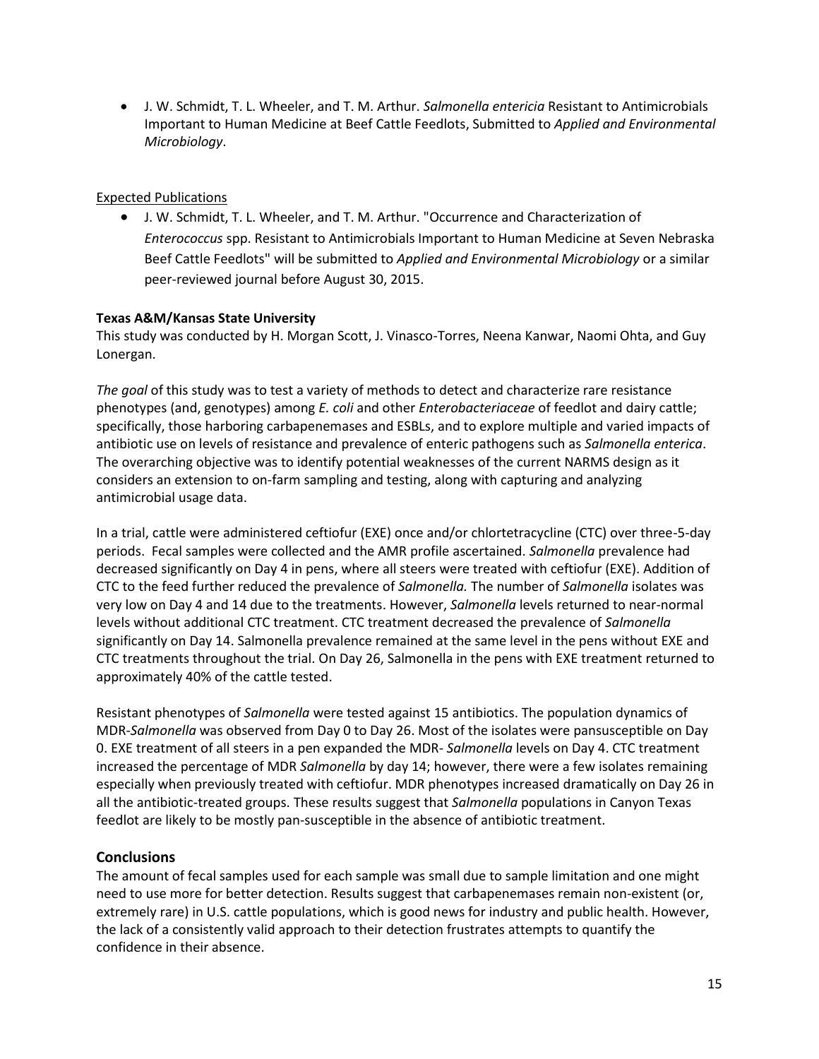- J. W. Schmidt, T. L. Wheeler, and T. M. Arthur. *Salmonella entericia* Resistant to Antimicrobials Important to Human Medicine at Beef Cattle Feedlots, Submitted to *Applied and Environmental Microbiology*.

Expected Publications

- J. W. Schmidt, T. L. Wheeler, and T. M. Arthur. "Occurrence and Characterization of *Enterococcus* spp. Resistant to Antimicrobials Important to Human Medicine at Seven Nebraska Beef Cattle Feedlots" will be submitted to *Applied and Environmental Microbiology* or a similar peer-reviewed journal before August 30, 2015.

**Texas A&M/Kansas State University**

This study was conducted by H. Morgan Scott, J. Vinasco-Torres, Neena Kanwar, Naomi Ohta, and Guy Lonergan.

*The goal* of this study was to test a variety of methods to detect and characterize rare resistance phenotypes (and, genotypes) among *E. coli* and other *Enterobacteriaceae* of feedlot and dairy cattle; specifically, those harboring carbapenemases and ESBLs, and to explore multiple and varied impacts of antibiotic use on levels of resistance and prevalence of enteric pathogens such as *Salmonella enterica*. The overarching objective was to identify potential weaknesses of the current NARMS design as it considers an extension to on-farm sampling and testing, along with capturing and analyzing antimicrobial usage data.

In a trial, cattle were administered ceftiofur (EXE) once and/or chlortetracycline (CTC) over three-5-day periods. Fecal samples were collected and the AMR profile ascertained. *Salmonella* prevalence had decreased significantly on Day 4 in pens, where all steers were treated with ceftiofur (EXE). Addition of CTC to the feed further reduced the prevalence of *Salmonella.* The number of *Salmonella* isolates was very low on Day 4 and 14 due to the treatments. However, *Salmonella* levels returned to near-normal levels without additional CTC treatment. CTC treatment decreased the prevalence of *Salmonella* significantly on Day 14. Salmonella prevalence remained at the same level in the pens without EXE and CTC treatments throughout the trial. On Day 26, Salmonella in the pens with EXE treatment returned to approximately 40% of the cattle tested.

Resistant phenotypes of *Salmonella* were tested against 15 antibiotics. The population dynamics of MDR-*Salmonella* was observed from Day 0 to Day 26. Most of the isolates were pansusceptible on Day 0. EXE treatment of all steers in a pen expanded the MDR- *Salmonella* levels on Day 4. CTC treatment increased the percentage of MDR *Salmonella* by day 14; however, there were a few isolates remaining especially when previously treated with ceftiofur. MDR phenotypes increased dramatically on Day 26 in all the antibiotic-treated groups. These results suggest that *Salmonella* populations in Canyon Texas feedlot are likely to be mostly pan-susceptible in the absence of antibiotic treatment.

## Conclusions

The amount of fecal samples used for each sample was small due to sample limitation and one might need to use more for better detection. Results suggest that carbapenemases remain non-existent (or, extremely rare) in U.S. cattle populations, which is good news for industry and public health. However, the lack of a consistently valid approach to their detection frustrates attempts to quantify the confidence in their absence.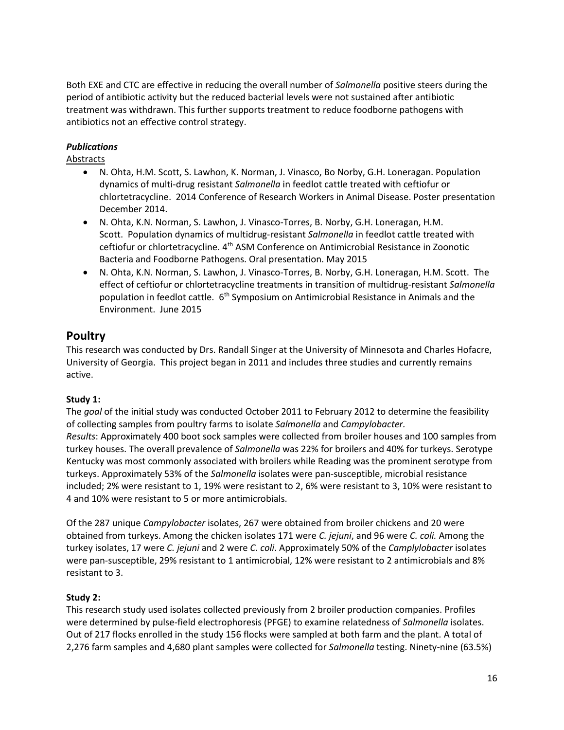Both EXE and CTC are effective in reducing the overall number of *Salmonella* positive steers during the period of antibiotic activity but the reduced bacterial levels were not sustained after antibiotic treatment was withdrawn. This further supports treatment to reduce foodborne pathogens with antibiotics not an effective control strategy.

***Publications***

Abstracts

- N. Ohta, H.M. Scott, S. Lawhon, K. Norman, J. Vinasco, Bo Norby, G.H. Loneragan. Population dynamics of multi-drug resistant *Salmonella* in feedlot cattle treated with ceftiofur or chlortetracycline. 2014 Conference of Research Workers in Animal Disease. Poster presentation December 2014.
- N. Ohta, K.N. Norman, S. Lawhon, J. Vinasco-Torres, B. Norby, G.H. Loneragan, H.M. Scott. Population dynamics of multidrug-resistant *Salmonella* in feedlot cattle treated with ceftiofur or chlortetracycline. 4th ASM Conference on Antimicrobial Resistance in Zoonotic Bacteria and Foodborne Pathogens. Oral presentation. May 2015
- N. Ohta, K.N. Norman, S. Lawhon, J. Vinasco-Torres, B. Norby, G.H. Loneragan, H.M. Scott. The effect of ceftiofur or chlortetracycline treatments in transition of multidrug-resistant *Salmonella* population in feedlot cattle. 6th Symposium on Antimicrobial Resistance in Animals and the Environment. June 2015

## Poultry

This research was conducted by Drs. Randall Singer at the University of Minnesota and Charles Hofacre, University of Georgia. This project began in 2011 and includes three studies and currently remains active.

**Study 1:**

The *goal* of the initial study was conducted October 2011 to February 2012 to determine the feasibility of collecting samples from poultry farms to isolate *Salmonella* and *Campylobacter*.
*Results*: Approximately 400 boot sock samples were collected from broiler houses and 100 samples from turkey houses. The overall prevalence of *Salmonella* was 22% for broilers and 40% for turkeys. Serotype Kentucky was most commonly associated with broilers while Reading was the prominent serotype from turkeys. Approximately 53% of the *Salmonella* isolates were pan-susceptible, microbial resistance included; 2% were resistant to 1, 19% were resistant to 2, 6% were resistant to 3, 10% were resistant to 4 and 10% were resistant to 5 or more antimicrobials.

Of the 287 unique *Campylobacter* isolates, 267 were obtained from broiler chickens and 20 were obtained from turkeys. Among the chicken isolates 171 were *C. jejuni*, and 96 were *C. coli.* Among the turkey isolates, 17 were *C. jejuni* and 2 were *C. coli*. Approximately 50% of the *Camplylobacter* isolates were pan-susceptible, 29% resistant to 1 antimicrobial, 12% were resistant to 2 antimicrobials and 8% resistant to 3.

**Study 2:**

This research study used isolates collected previously from 2 broiler production companies. Profiles were determined by pulse-field electrophoresis (PFGE) to examine relatedness of *Salmonella* isolates. Out of 217 flocks enrolled in the study 156 flocks were sampled at both farm and the plant. A total of 2,276 farm samples and 4,680 plant samples were collected for *Salmonella* testing. Ninety-nine (63.5%)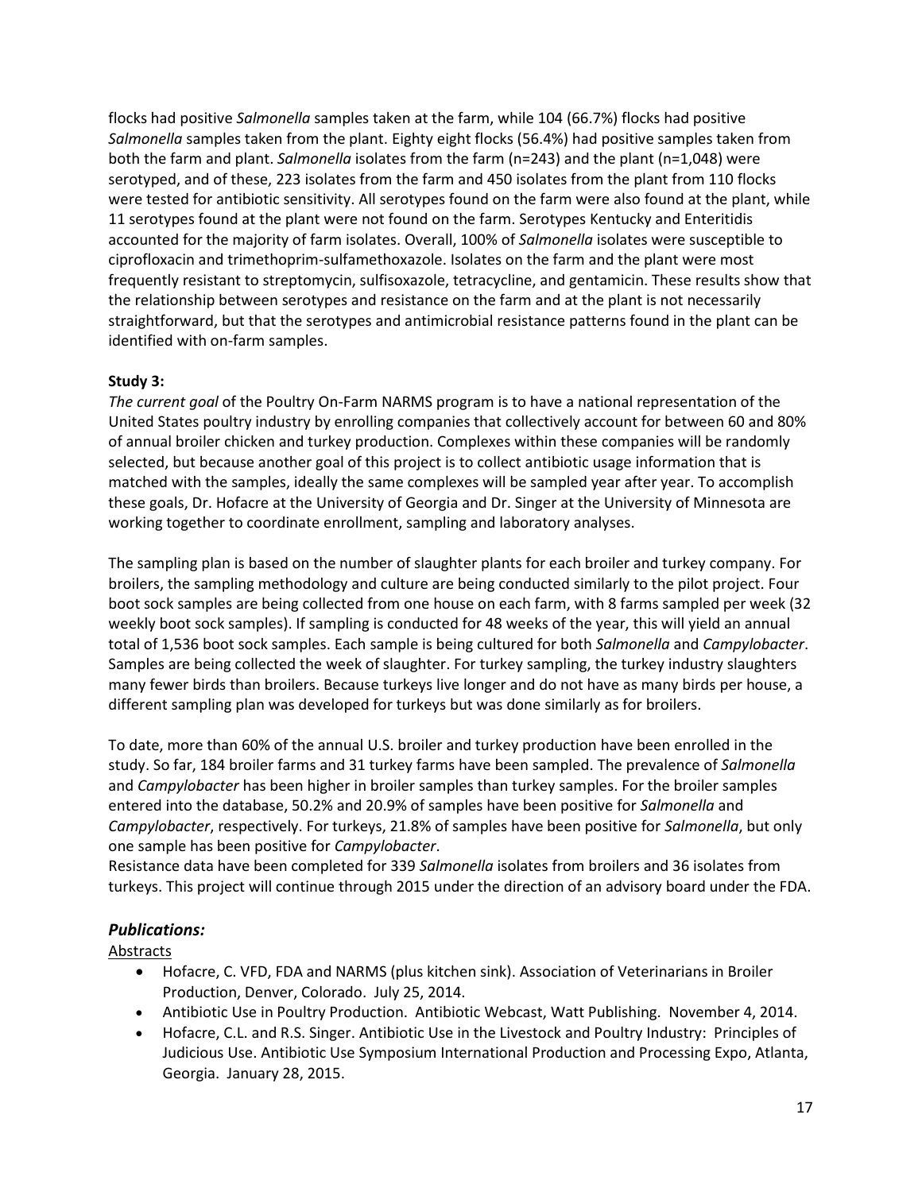flocks had positive *Salmonella* samples taken at the farm, while 104 (66.7%) flocks had positive *Salmonella* samples taken from the plant. Eighty eight flocks (56.4%) had positive samples taken from both the farm and plant. *Salmonella* isolates from the farm (n=243) and the plant (n=1,048) were serotyped, and of these, 223 isolates from the farm and 450 isolates from the plant from 110 flocks were tested for antibiotic sensitivity. All serotypes found on the farm were also found at the plant, while 11 serotypes found at the plant were not found on the farm. Serotypes Kentucky and Enteritidis accounted for the majority of farm isolates. Overall, 100% of *Salmonella* isolates were susceptible to ciprofloxacin and trimethoprim-sulfamethoxazole. Isolates on the farm and the plant were most frequently resistant to streptomycin, sulfisoxazole, tetracycline, and gentamicin. These results show that the relationship between serotypes and resistance on the farm and at the plant is not necessarily straightforward, but that the serotypes and antimicrobial resistance patterns found in the plant can be identified with on-farm samples.

**Study 3:**
*The current goal* of the Poultry On-Farm NARMS program is to have a national representation of the United States poultry industry by enrolling companies that collectively account for between 60 and 80% of annual broiler chicken and turkey production. Complexes within these companies will be randomly selected, but because another goal of this project is to collect antibiotic usage information that is matched with the samples, ideally the same complexes will be sampled year after year. To accomplish these goals, Dr. Hofacre at the University of Georgia and Dr. Singer at the University of Minnesota are working together to coordinate enrollment, sampling and laboratory analyses.

The sampling plan is based on the number of slaughter plants for each broiler and turkey company. For broilers, the sampling methodology and culture are being conducted similarly to the pilot project. Four boot sock samples are being collected from one house on each farm, with 8 farms sampled per week (32 weekly boot sock samples). If sampling is conducted for 48 weeks of the year, this will yield an annual total of 1,536 boot sock samples. Each sample is being cultured for both *Salmonella* and *Campylobacter*. Samples are being collected the week of slaughter. For turkey sampling, the turkey industry slaughters many fewer birds than broilers. Because turkeys live longer and do not have as many birds per house, a different sampling plan was developed for turkeys but was done similarly as for broilers.

To date, more than 60% of the annual U.S. broiler and turkey production have been enrolled in the study. So far, 184 broiler farms and 31 turkey farms have been sampled. The prevalence of *Salmonella* and *Campylobacter* has been higher in broiler samples than turkey samples. For the broiler samples entered into the database, 50.2% and 20.9% of samples have been positive for *Salmonella* and *Campylobacter*, respectively. For turkeys, 21.8% of samples have been positive for *Salmonella*, but only one sample has been positive for *Campylobacter*.
Resistance data have been completed for 339 *Salmonella* isolates from broilers and 36 isolates from turkeys. This project will continue through 2015 under the direction of an advisory board under the FDA.

## *Publications:*

Abstracts

- Hofacre, C. VFD, FDA and NARMS (plus kitchen sink). Association of Veterinarians in Broiler Production, Denver, Colorado. July 25, 2014.
- Antibiotic Use in Poultry Production. Antibiotic Webcast, Watt Publishing. November 4, 2014.
- Hofacre, C.L. and R.S. Singer. Antibiotic Use in the Livestock and Poultry Industry: Principles of Judicious Use. Antibiotic Use Symposium International Production and Processing Expo, Atlanta, Georgia. January 28, 2015.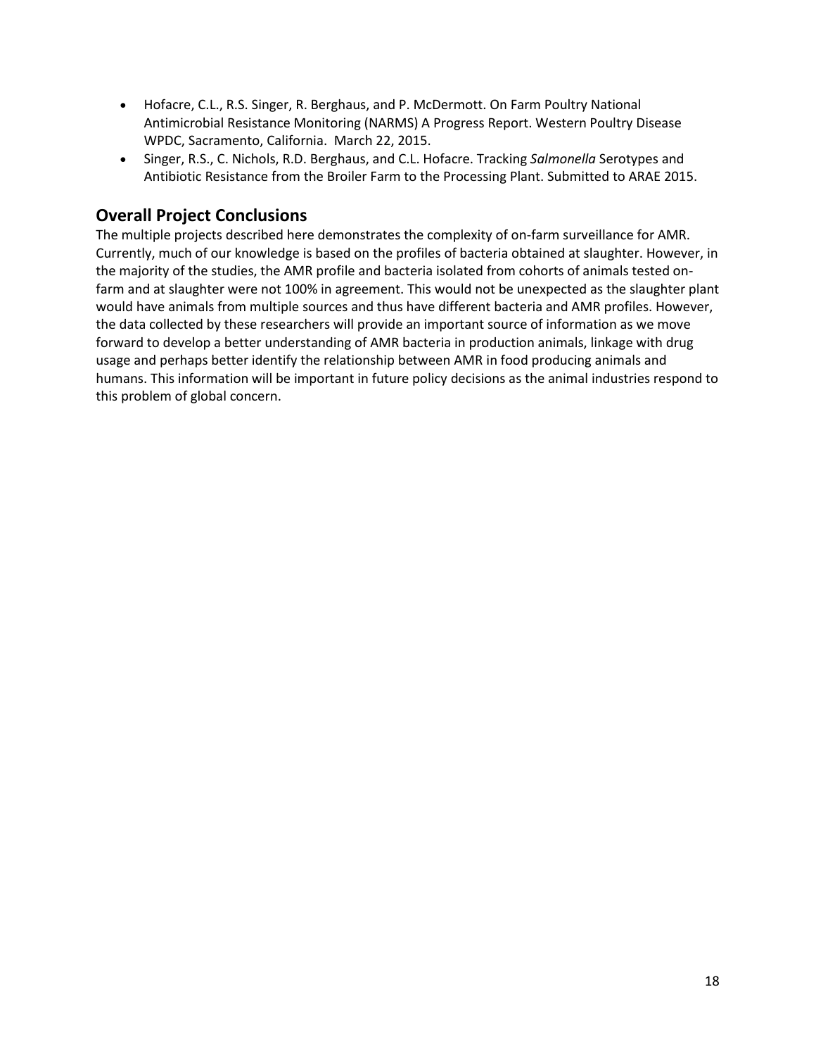- Hofacre, C.L., R.S. Singer, R. Berghaus, and P. McDermott. On Farm Poultry National Antimicrobial Resistance Monitoring (NARMS) A Progress Report. Western Poultry Disease WPDC, Sacramento, California. March 22, 2015.
- Singer, R.S., C. Nichols, R.D. Berghaus, and C.L. Hofacre. Tracking *Salmonella* Serotypes and Antibiotic Resistance from the Broiler Farm to the Processing Plant. Submitted to ARAE 2015.

## Overall Project Conclusions

The multiple projects described here demonstrates the complexity of on-farm surveillance for AMR. Currently, much of our knowledge is based on the profiles of bacteria obtained at slaughter. However, in the majority of the studies, the AMR profile and bacteria isolated from cohorts of animals tested on-farm and at slaughter were not 100% in agreement. This would not be unexpected as the slaughter plant would have animals from multiple sources and thus have different bacteria and AMR profiles. However, the data collected by these researchers will provide an important source of information as we move forward to develop a better understanding of AMR bacteria in production animals, linkage with drug usage and perhaps better identify the relationship between AMR in food producing animals and humans. This information will be important in future policy decisions as the animal industries respond to this problem of global concern.